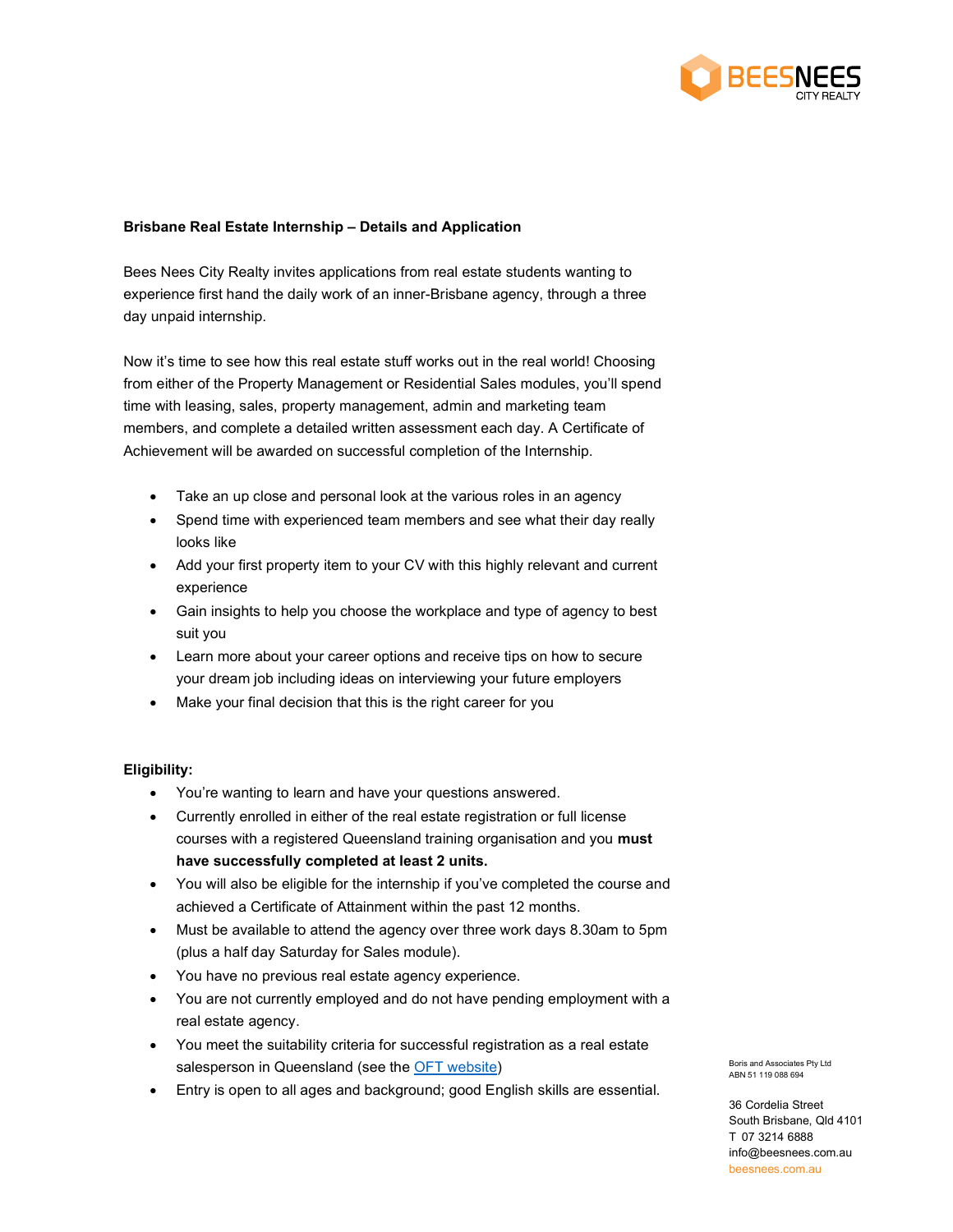**Brisbane Real Estate Internship – Details and Application**

Bees Nees City Realty invites applications from real estate students wanting to experience first hand the daily work of an inner-Brisbane agency, through a three day unpaid internship.

Now it's time to see how this real estate stuff works out in the real world! Choosing from either of the Property Management or Residential Sales modules, you'll spend time with leasing, sales, property management, admin and marketing team members, and complete a detailed written assessment each day. A Certificate of Achievement will be awarded on successful completion of the Internship.

- Take an up close and personal look at the various roles in an agency
- Spend time with experienced team members and see what their day really looks like
- Add your first property item to your CV with this highly relevant and current experience
- Gain insights to help you choose the workplace and type of agency to best suit you
- Learn more about your career options and receive tips on how to secure your dream job including ideas on interviewing your future employers
- Make your final decision that this is the right career for you

**Eligibility:**

- You're wanting to learn and have your questions answered.
- Currently enrolled in either of the real estate registration or full license courses with a registered Queensland training organisation and you **must have successfully completed at least 2 units.**
- You will also be eligible for the internship if you've completed the course and achieved a Certificate of Attainment within the past 12 months.
- Must be available to attend the agency over three work days 8.30am to 5pm (plus a half day Saturday for Sales module).
- You have no previous real estate agency experience.
- You are not currently employed and do not have pending employment with a real estate agency.
- You meet the suitability criteria for successful registration as a real estate salesperson in Queensland (see the OFT website)
- Entry is open to all ages and background; good English skills are essential.

Boris and Associates Pty Ltd
ABN 51 119 088 694

36 Cordelia Street
South Brisbane, Qld 4101
T 07 3214 6888
info@beesnees.com.au
beesnees.com.au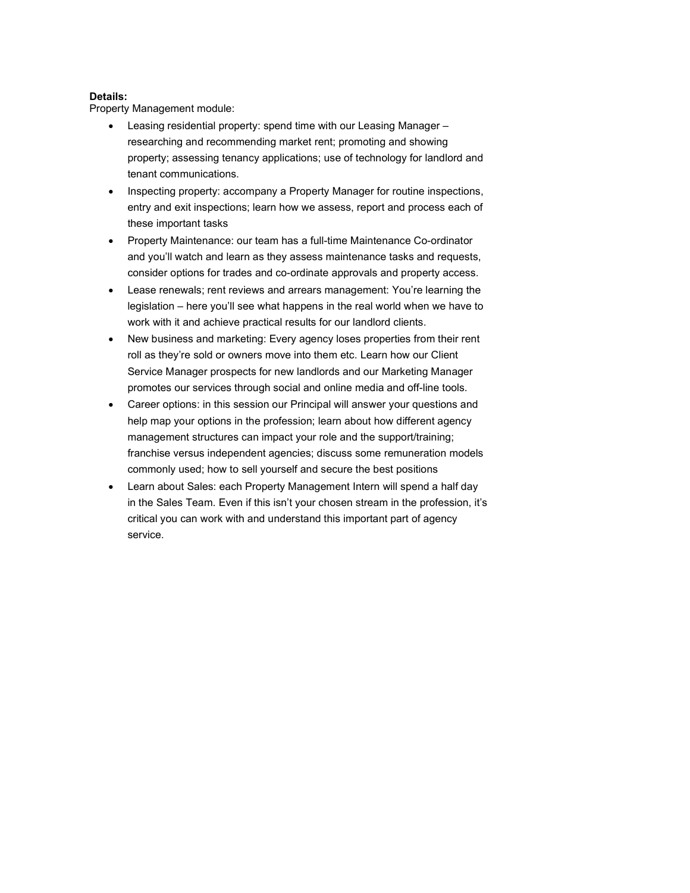**Details:**

Property Management module:

- Leasing residential property: spend time with our Leasing Manager – researching and recommending market rent; promoting and showing property; assessing tenancy applications; use of technology for landlord and tenant communications.
- Inspecting property: accompany a Property Manager for routine inspections, entry and exit inspections; learn how we assess, report and process each of these important tasks
- Property Maintenance: our team has a full-time Maintenance Co-ordinator and you'll watch and learn as they assess maintenance tasks and requests, consider options for trades and co-ordinate approvals and property access.
- Lease renewals; rent reviews and arrears management: You're learning the legislation – here you'll see what happens in the real world when we have to work with it and achieve practical results for our landlord clients.
- New business and marketing: Every agency loses properties from their rent roll as they're sold or owners move into them etc. Learn how our Client Service Manager prospects for new landlords and our Marketing Manager promotes our services through social and online media and off-line tools.
- Career options: in this session our Principal will answer your questions and help map your options in the profession; learn about how different agency management structures can impact your role and the support/training; franchise versus independent agencies; discuss some remuneration models commonly used; how to sell yourself and secure the best positions
- Learn about Sales: each Property Management Intern will spend a half day in the Sales Team. Even if this isn't your chosen stream in the profession, it's critical you can work with and understand this important part of agency service.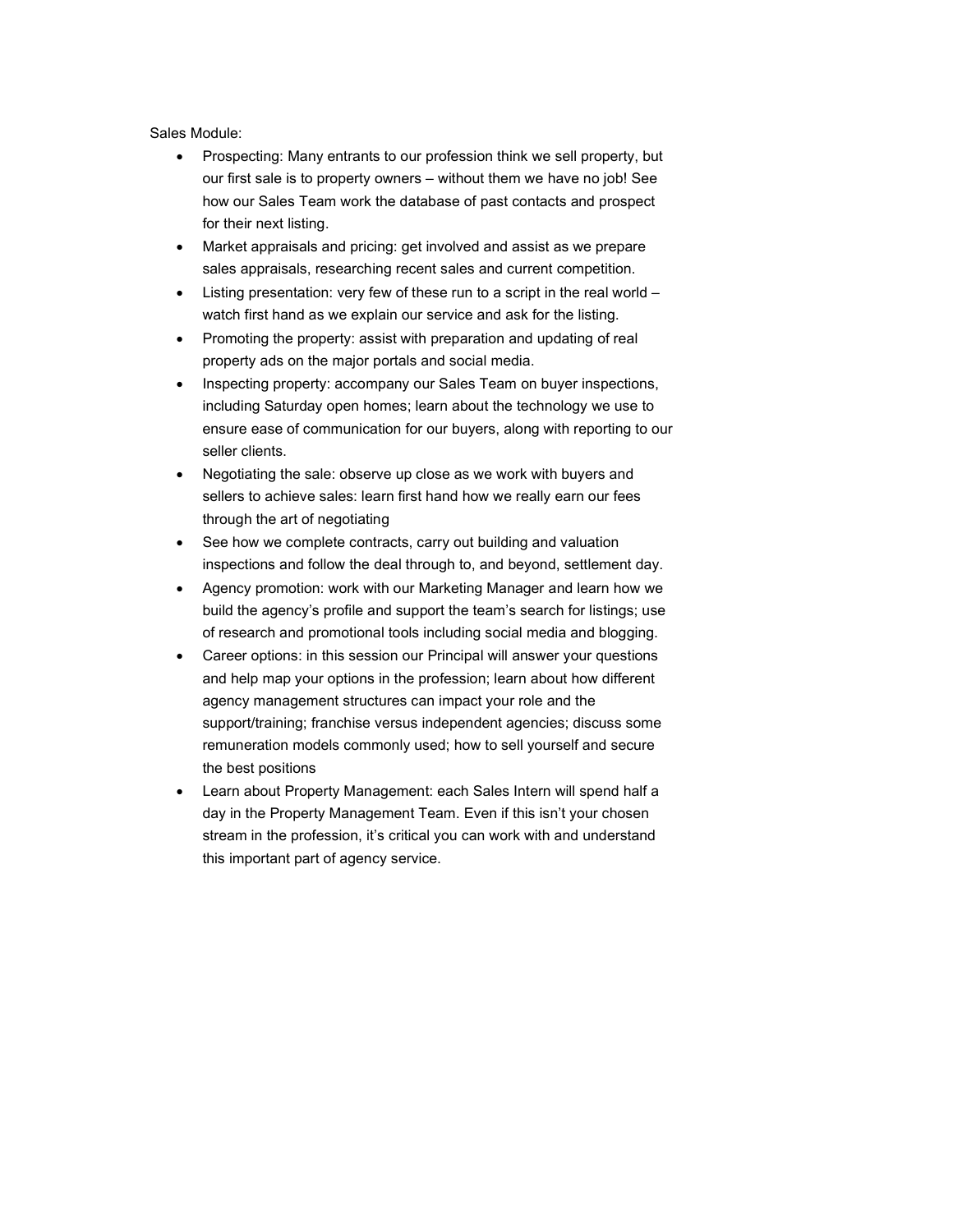Sales Module:

- Prospecting: Many entrants to our profession think we sell property, but our first sale is to property owners – without them we have no job! See how our Sales Team work the database of past contacts and prospect for their next listing.
- Market appraisals and pricing: get involved and assist as we prepare sales appraisals, researching recent sales and current competition.
- Listing presentation: very few of these run to a script in the real world – watch first hand as we explain our service and ask for the listing.
- Promoting the property: assist with preparation and updating of real property ads on the major portals and social media.
- Inspecting property: accompany our Sales Team on buyer inspections, including Saturday open homes; learn about the technology we use to ensure ease of communication for our buyers, along with reporting to our seller clients.
- Negotiating the sale: observe up close as we work with buyers and sellers to achieve sales: learn first hand how we really earn our fees through the art of negotiating
- See how we complete contracts, carry out building and valuation inspections and follow the deal through to, and beyond, settlement day.
- Agency promotion: work with our Marketing Manager and learn how we build the agency's profile and support the team's search for listings; use of research and promotional tools including social media and blogging.
- Career options: in this session our Principal will answer your questions and help map your options in the profession; learn about how different agency management structures can impact your role and the support/training; franchise versus independent agencies; discuss some remuneration models commonly used; how to sell yourself and secure the best positions
- Learn about Property Management: each Sales Intern will spend half a day in the Property Management Team. Even if this isn't your chosen stream in the profession, it's critical you can work with and understand this important part of agency service.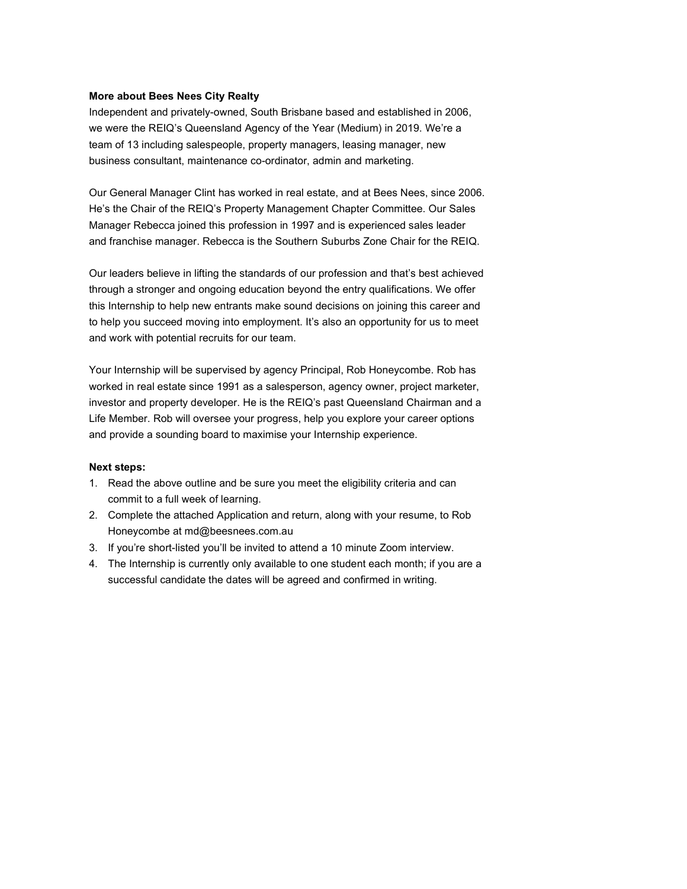**More about Bees Nees City Realty**

Independent and privately-owned, South Brisbane based and established in 2006, we were the REIQ's Queensland Agency of the Year (Medium) in 2019. We're a team of 13 including salespeople, property managers, leasing manager, new business consultant, maintenance co-ordinator, admin and marketing.

Our General Manager Clint has worked in real estate, and at Bees Nees, since 2006. He's the Chair of the REIQ's Property Management Chapter Committee. Our Sales Manager Rebecca joined this profession in 1997 and is experienced sales leader and franchise manager. Rebecca is the Southern Suburbs Zone Chair for the REIQ.

Our leaders believe in lifting the standards of our profession and that's best achieved through a stronger and ongoing education beyond the entry qualifications. We offer this Internship to help new entrants make sound decisions on joining this career and to help you succeed moving into employment. It's also an opportunity for us to meet and work with potential recruits for our team.

Your Internship will be supervised by agency Principal, Rob Honeycombe. Rob has worked in real estate since 1991 as a salesperson, agency owner, project marketer, investor and property developer. He is the REIQ's past Queensland Chairman and a Life Member. Rob will oversee your progress, help you explore your career options and provide a sounding board to maximise your Internship experience.

**Next steps:**

1. Read the above outline and be sure you meet the eligibility criteria and can commit to a full week of learning.
2. Complete the attached Application and return, along with your resume, to Rob Honeycombe at md@beesnees.com.au
3. If you're short-listed you'll be invited to attend a 10 minute Zoom interview.
4. The Internship is currently only available to one student each month; if you are a successful candidate the dates will be agreed and confirmed in writing.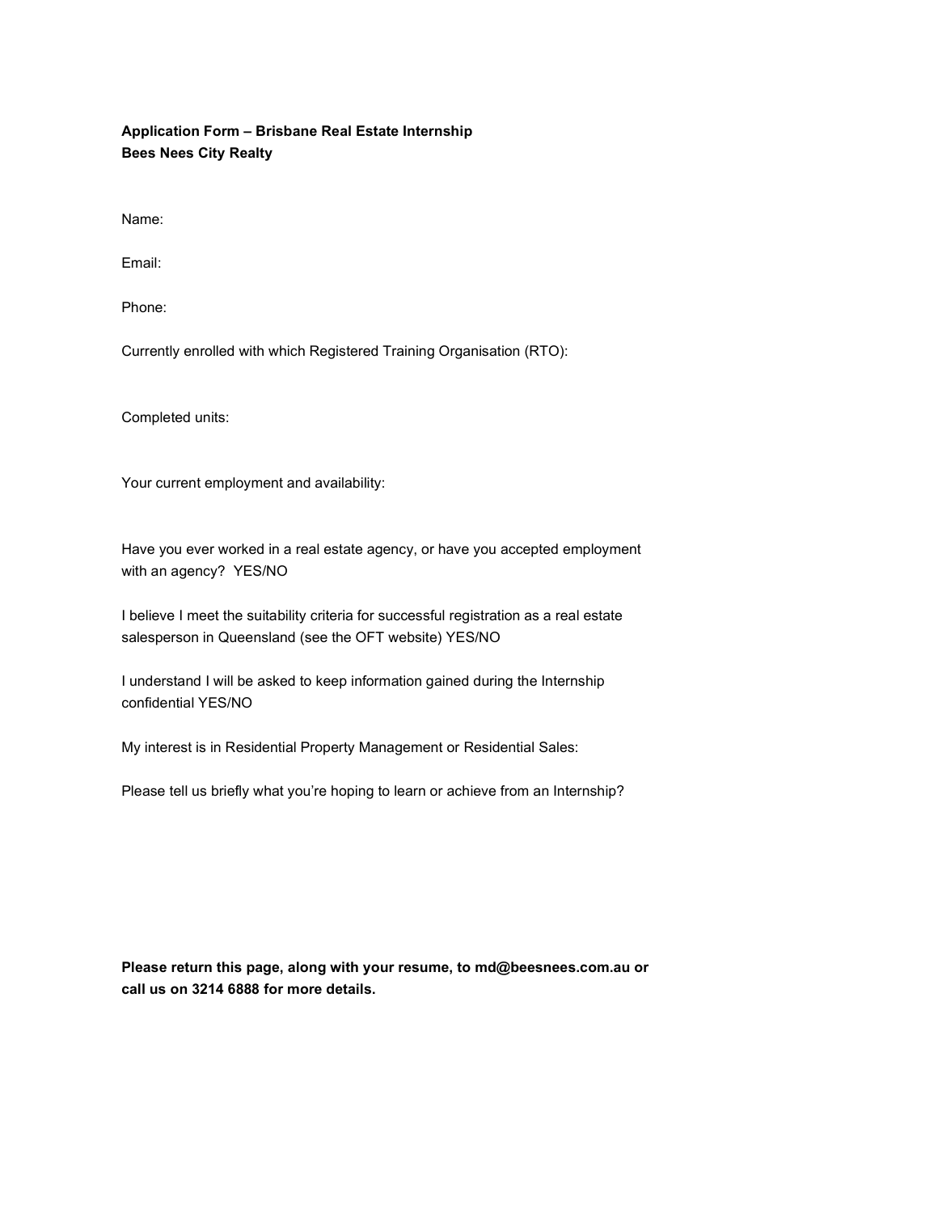**Application Form – Brisbane Real Estate Internship**
**Bees Nees City Realty**

Name:

Email:

Phone:

Currently enrolled with which Registered Training Organisation (RTO):

Completed units:

Your current employment and availability:

Have you ever worked in a real estate agency, or have you accepted employment with an agency? YES/NO

I believe I meet the suitability criteria for successful registration as a real estate salesperson in Queensland (see the OFT website) YES/NO

I understand I will be asked to keep information gained during the Internship confidential YES/NO

My interest is in Residential Property Management or Residential Sales:

Please tell us briefly what you're hoping to learn or achieve from an Internship?

**Please return this page, along with your resume, to md@beesnees.com.au or call us on 3214 6888 for more details.**